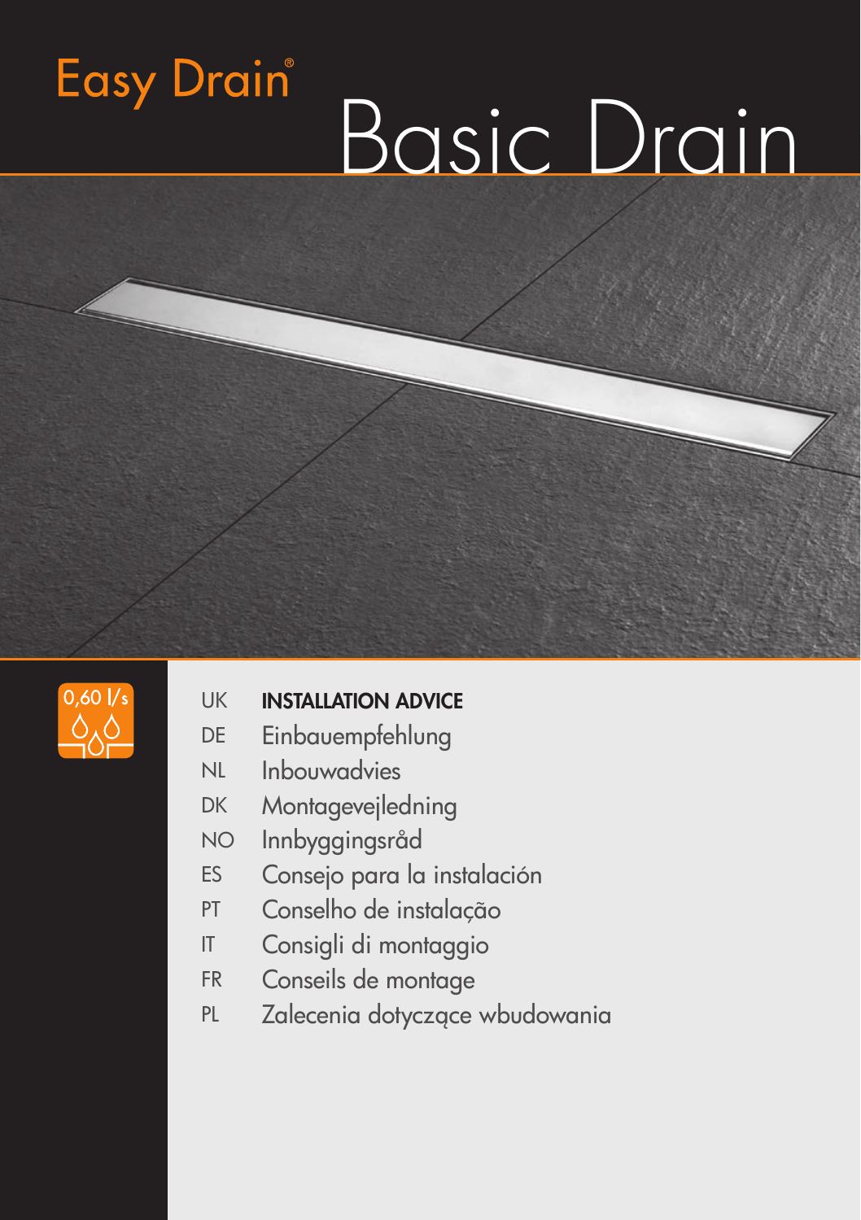Easy Drain®

# Basic Drain

0,60 l/s

| | |
|---|---|
| UK | **INSTALLATION ADVICE** |
| DE | Einbauempfehlung |
| NL | Inbouwadvies |
| DK | Montagevejledning |
| NO | Innbyggingsråd |
| ES | Consejo para la instalación |
| PT | Conselho de instalação |
| IT | Consigli di montaggio |
| FR | Conseils de montage |
| PL | Zalecenia dotyczące wbudowania |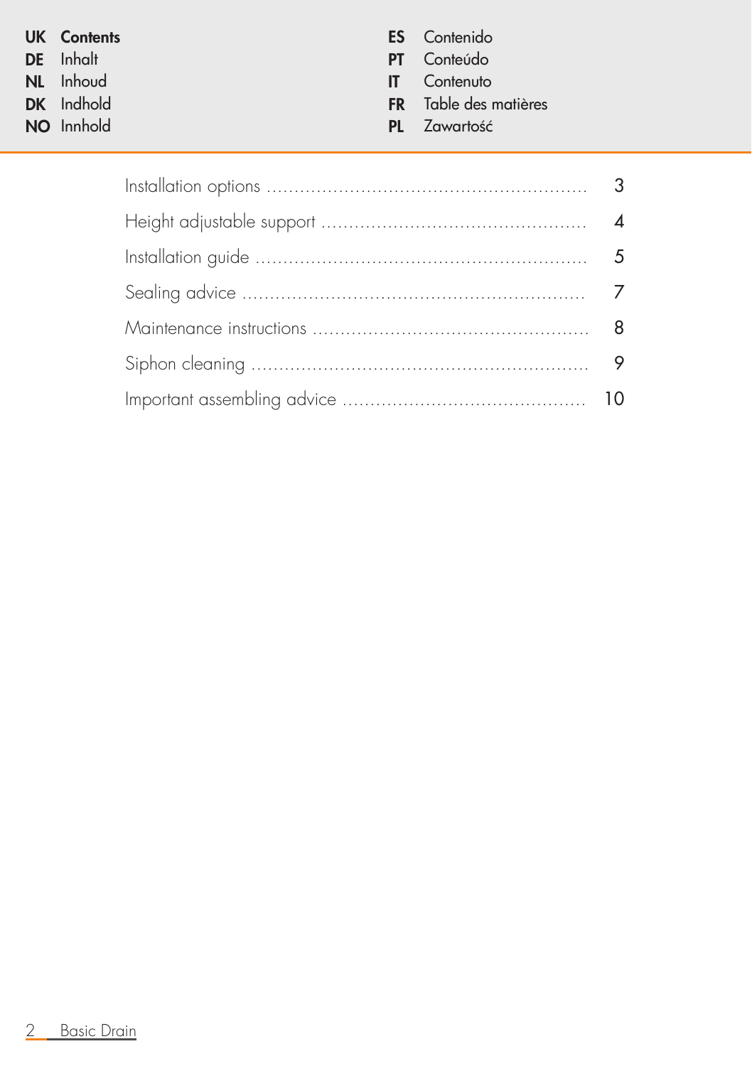| | | | |
|---|---|---|---|
| **UK** | **Contents** | **ES** | Contenido |
| **DE** | Inhalt | **PT** | Conteúdo |
| **NL** | Inhoud | **IT** | Contenuto |
| **DK** | Indhold | **FR** | Table des matières |
| **NO** | Innhold | **PL** | Zawartość |

| | |
|---|---|
| Installation options | 3 |
| Height adjustable support | 4 |
| Installation guide | 5 |
| Sealing advice | 7 |
| Maintenance instructions | 8 |
| Siphon cleaning | 9 |
| Important assembling advice | 10 |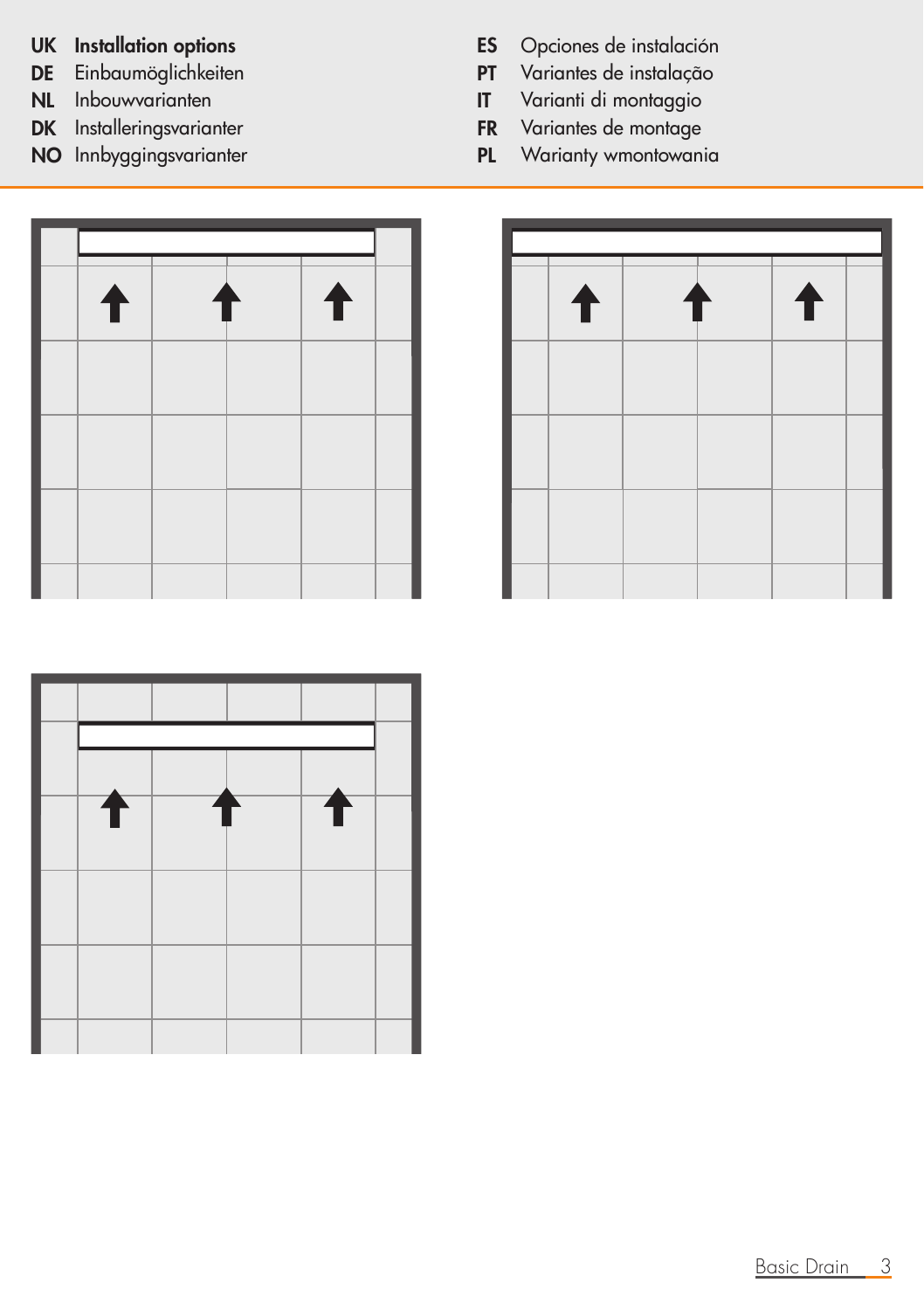**UK** **Installation options**
**DE** Einbaumöglichkeiten
**NL** Inbouwvarianten
**DK** Installeringsvarianter
**NO** Innbyggingsvarianter
**ES** Opciones de instalación
**PT** Variantes de instalação
**IT** Varianti di montaggio
**FR** Variantes de montage
**PL** Warianty wmontowania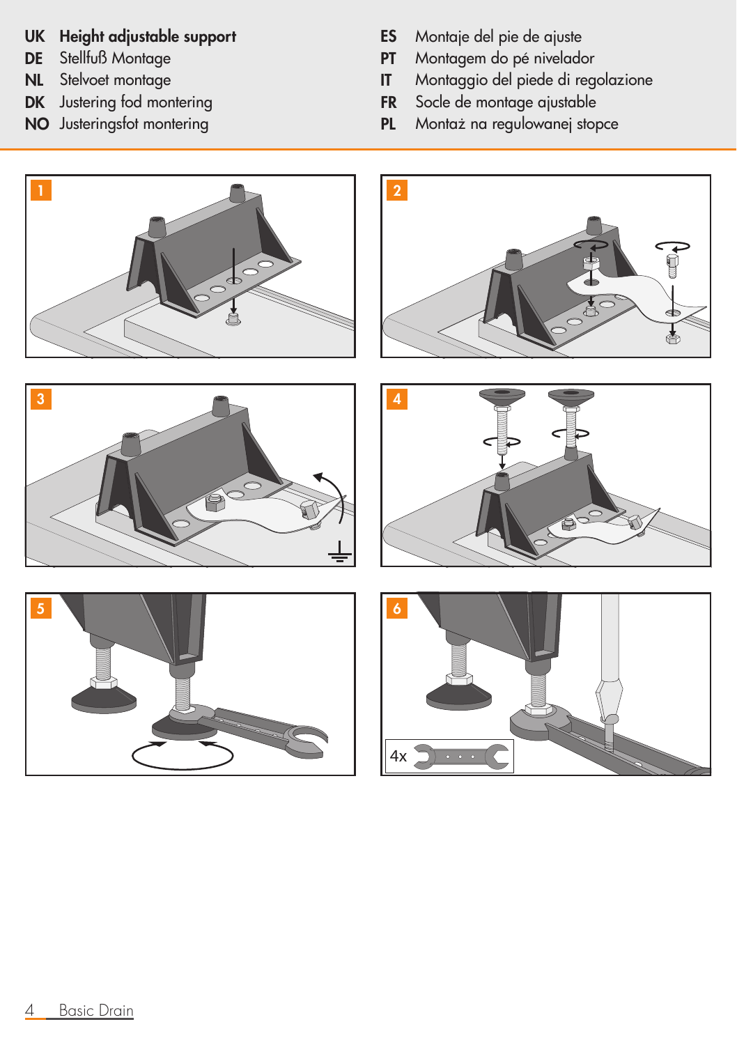**UK Height adjustable support**
DE Stellfuß Montage
NL Stelvoet montage
DK Justering fod montering
NO Justeringsfot montering

ES Montaje del pie de ajuste
PT Montagem do pé nivelador
IT Montaggio del piede di regolazione
FR Socle de montage ajustable
PL Montaż na regulowanej stopce

1

2

3

4

5

6

4x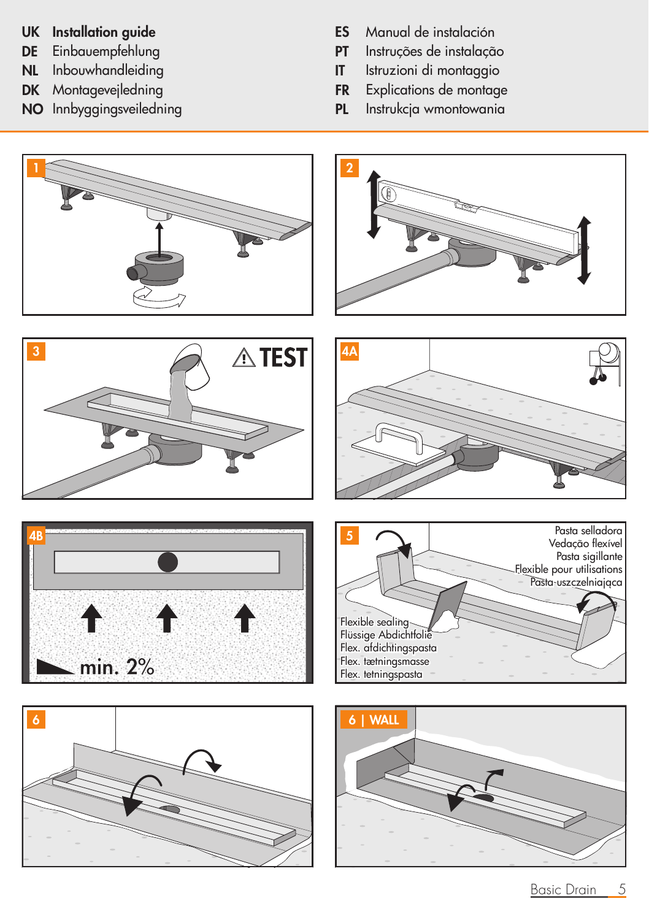**UK Installation guide**
DE Einbauempfehlung
NL Inbouwhandleiding
DK Montagevejledning
NO Innbyggingsveiledning

ES Manual de instalación
PT Instruções de instalação
IT Istruzioni di montaggio
FR Explications de montage
PL Instrukcja wmontowania

1

2

3

TEST

4A

4B

min. 2%

5

Pasta selladora
Vedação flexível
Pasta sigillante
Flexible pour utilisations
Pasta uszczelniająca

Flexible sealing
Flüssige Abdichtfolie
Flex. afdichtingspasta
Flex. tætningsmasse
Flex. tetningspasta

6

6 | WALL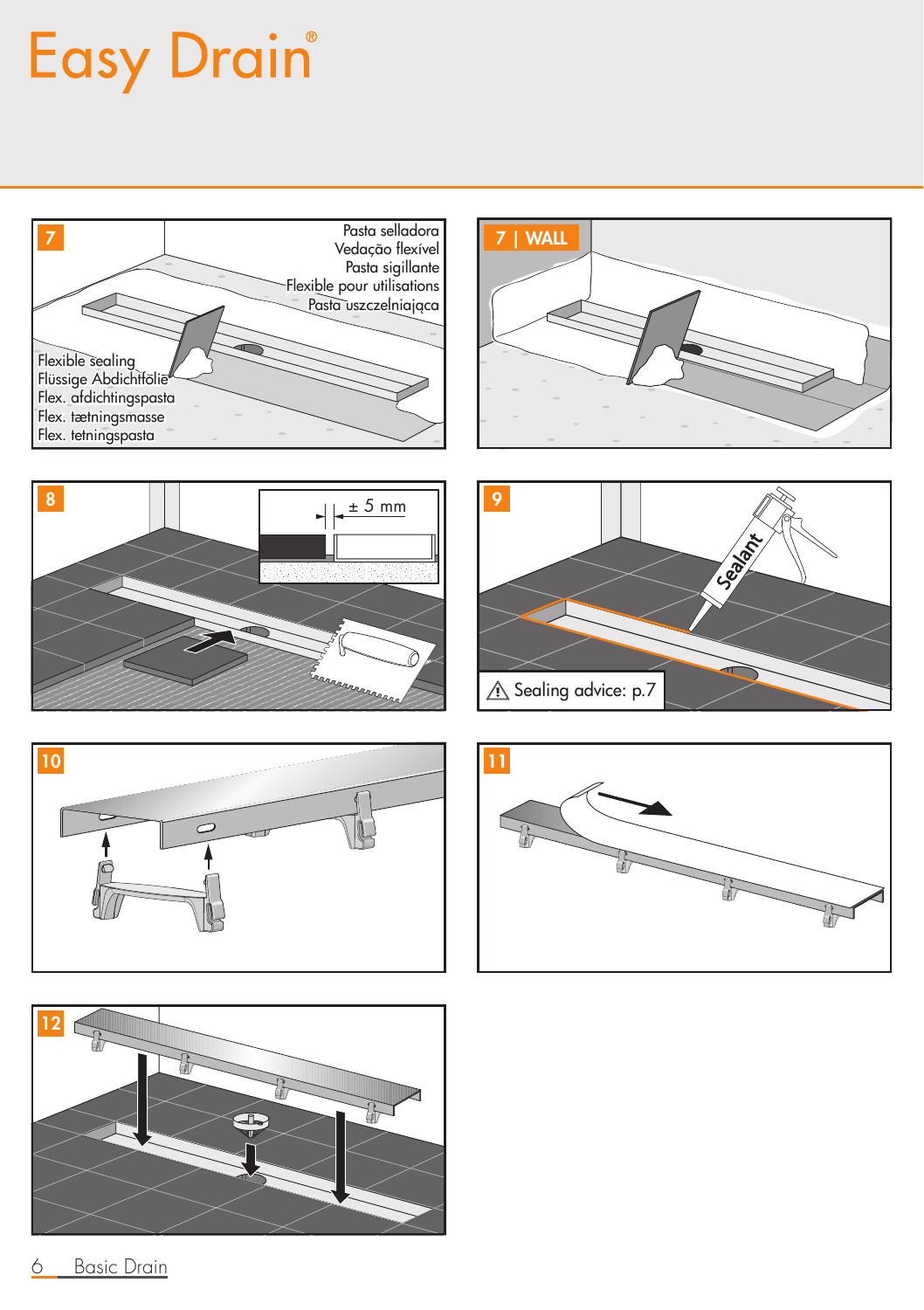# Easy Drain®

**7**

Pasta selladora
Vedação flexível
Pasta sigillante
Flexible pour utilisations
Pasta uszczelniająca

Flexible sealing
Flüssige Abdichtfolie
Flex. afdichtingspasta
Flex. tætningsmasse
Flex. tetningspasta

**7 | WALL**

**8**

± 5 mm

**9**

Sealant

⚠ Sealing advice: p.7

**10**

**11**

**12**

Basic Drain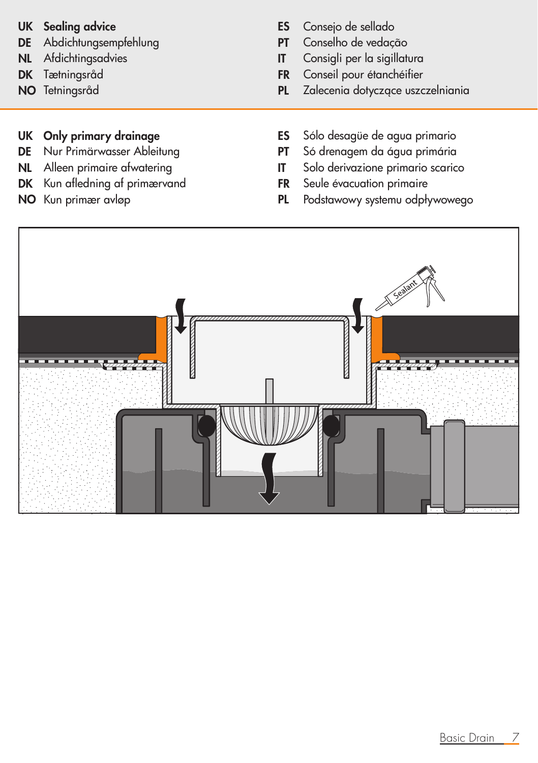**UK Sealing advice**
DE Abdichtungsempfehlung
NL Afdichtingsadvies
DK Tætningsråd
NO Tetningsråd
ES Consejo de sellado
PT Conselho de vedação
IT Consigli per la sigillatura
FR Conseil pour étanchéifier
PL Zalecenia dotyczące uszczelniania

**UK Only primary drainage**
DE Nur Primärwasser Ableitung
NL Alleen primaire afwatering
DK Kun afledning af primærvand
NO Kun primær avløp
ES Sólo desagüe de agua primario
PT Só drenagem da água primária
IT Solo derivazione primario scarico
FR Seule évacuation primaire
PL Podstawowy systemu odpływowego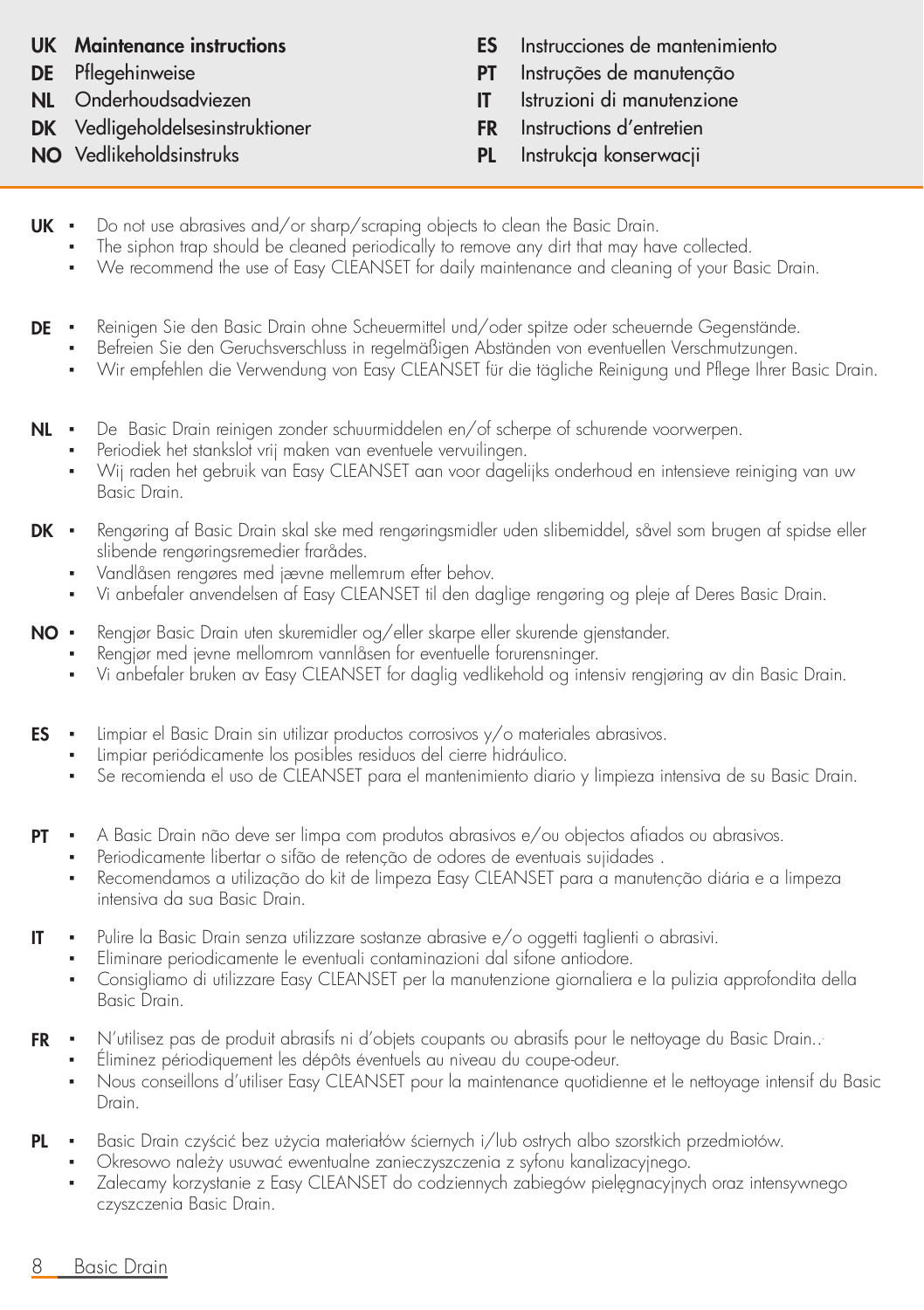**UK Maintenance instructions**
**DE** Pflegehinweise
**NL** Onderhoudsadviezen
**DK** Vedligeholdelsesinstruktioner
**NO** Vedlikeholdsinstruks
**ES** Instrucciones de mantenimiento
**PT** Instruções de manutenção
**IT** Istruzioni di manutenzione
**FR** Instructions d'entretien
**PL** Instrukcja konserwacji

**UK**
- Do not use abrasives and/or sharp/scraping objects to clean the Basic Drain.
- The siphon trap should be cleaned periodically to remove any dirt that may have collected.
- We recommend the use of Easy CLEANSET for daily maintenance and cleaning of your Basic Drain.

**DE**
- Reinigen Sie den Basic Drain ohne Scheuermittel und/oder spitze oder scheuernde Gegenstände.
- Befreien Sie den Geruchsverschluss in regelmäßigen Abständen von eventuellen Verschmutzungen.
- Wir empfehlen die Verwendung von Easy CLEANSET für die tägliche Reinigung und Pflege Ihrer Basic Drain.

**NL**
- De Basic Drain reinigen zonder schuurmiddelen en/of scherpe of schurende voorwerpen.
- Periodiek het stankslot vrij maken van eventuele vervuilingen.
- Wij raden het gebruik van Easy CLEANSET aan voor dagelijks onderhoud en intensieve reiniging van uw Basic Drain.

**DK**
- Rengøring af Basic Drain skal ske med rengøringsmidler uden slibemiddel, såvel som brugen af spidse eller slibende rengøringsremedier frarådes.
- Vandlåsen rengøres med jævne mellemrum efter behov.
- Vi anbefaler anvendelsen af Easy CLEANSET til den daglige rengøring og pleje af Deres Basic Drain.

**NO**
- Rengjør Basic Drain uten skuremidler og/eller skarpe eller skurende gjenstander.
- Rengjør med jevne mellomrom vannlåsen for eventuelle forurensninger.
- Vi anbefaler bruken av Easy CLEANSET for daglig vedlikehold og intensiv rengjøring av din Basic Drain.

**ES**
- Limpiar el Basic Drain sin utilizar productos corrosivos y/o materiales abrasivos.
- Limpiar periódicamente los posibles residuos del cierre hidráulico.
- Se recomienda el uso de CLEANSET para el mantenimiento diario y limpieza intensiva de su Basic Drain.

**PT**
- A Basic Drain não deve ser limpa com produtos abrasivos e/ou objectos afiados ou abrasivos.
- Periodicamente libertar o sifão de retenção de odores de eventuais sujidades .
- Recomendamos a utilização do kit de limpeza Easy CLEANSET para a manutenção diária e a limpeza intensiva da sua Basic Drain.

**IT**
- Pulire la Basic Drain senza utilizzare sostanze abrasive e/o oggetti taglienti o abrasivi.
- Eliminare periodicamente le eventuali contaminazioni dal sifone antiodore.
- Consigliamo di utilizzare Easy CLEANSET per la manutenzione giornaliera e la pulizia approfondita della Basic Drain.

**FR**
- N'utilisez pas de produit abrasifs ni d'objets coupants ou abrasifs pour le nettoyage du Basic Drain..
- Éliminez périodiquement les dépôts éventuels au niveau du coupe-odeur.
- Nous conseillons d'utiliser Easy CLEANSET pour la maintenance quotidienne et le nettoyage intensif du Basic Drain.

**PL**
- Basic Drain czyścić bez użycia materiałów ściernych i/lub ostrych albo szorstkich przedmiotów.
- Okresowo należy usuwać ewentualne zanieczyszczenia z syfonu kanalizacyjnego.
- Zalecamy korzystanie z Easy CLEANSET do codziennych zabiegów pielęgnacyjnych oraz intensywnego czyszczenia Basic Drain.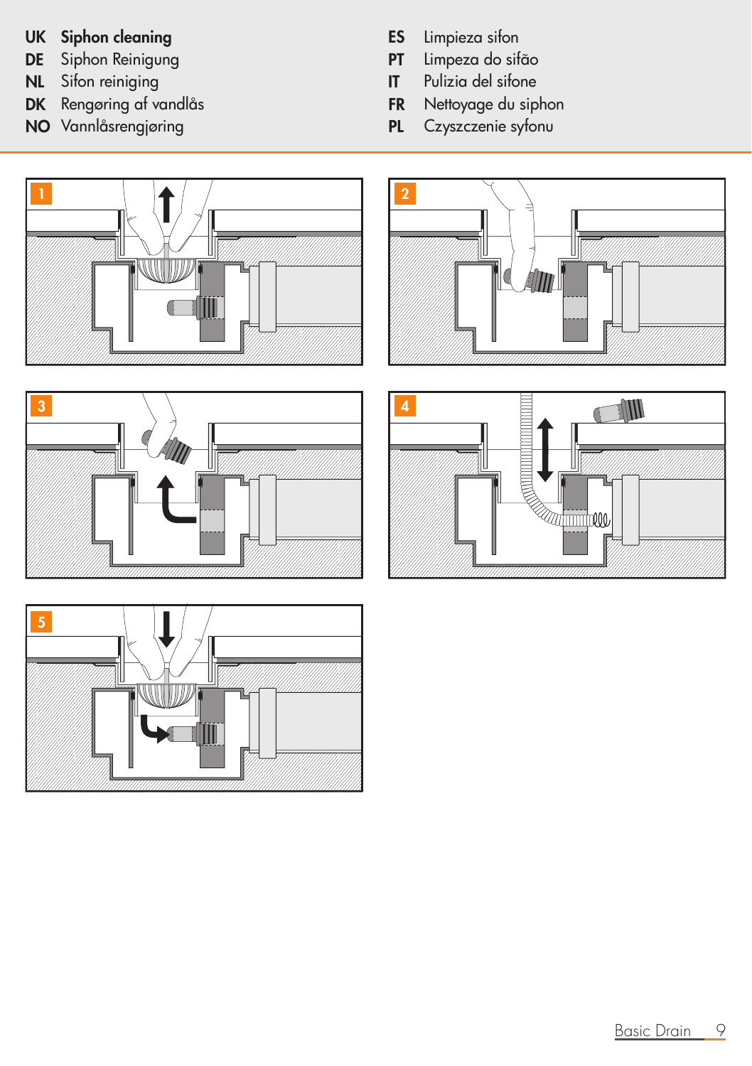**UK Siphon cleaning**
DE Siphon Reinigung
NL Sifon reiniging
DK Rengøring af vandlås
NO Vannlåsrengjøring

ES Limpieza sifon
PT Limpeza do sifão
IT Pulizia del sifone
FR Nettoyage du siphon
PL Czyszczenie syfonu

1

2

3

4

5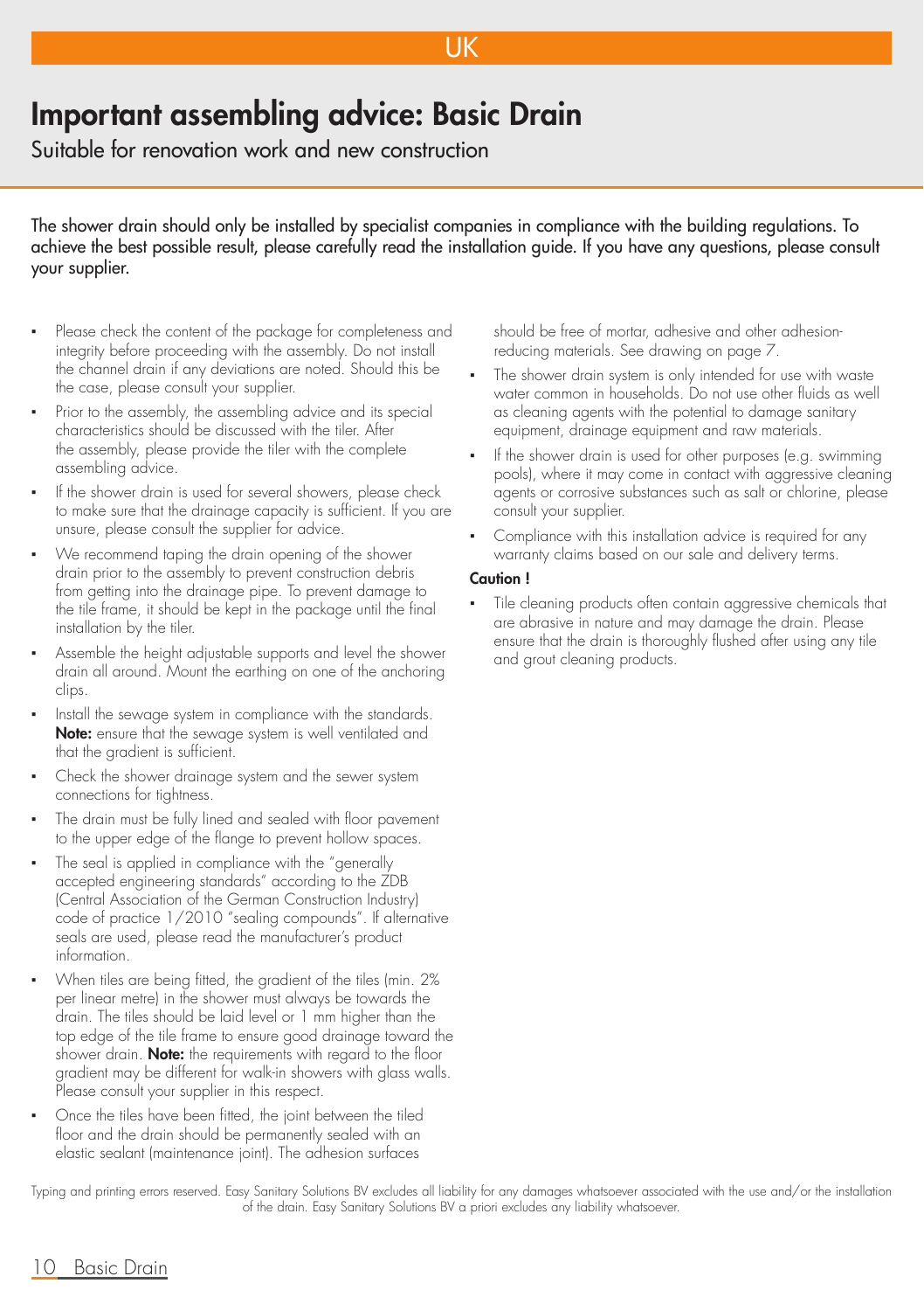UK

# Important assembling advice: Basic Drain

Suitable for renovation work and new construction

The shower drain should only be installed by specialist companies in compliance with the building regulations. To achieve the best possible result, please carefully read the installation guide. If you have any questions, please consult your supplier.

- Please check the content of the package for completeness and integrity before proceeding with the assembly. Do not install the channel drain if any deviations are noted. Should this be the case, please consult your supplier.
- Prior to the assembly, the assembling advice and its special characteristics should be discussed with the tiler. After the assembly, please provide the tiler with the complete assembling advice.
- If the shower drain is used for several showers, please check to make sure that the drainage capacity is sufficient. If you are unsure, please consult the supplier for advice.
- We recommend taping the drain opening of the shower drain prior to the assembly to prevent construction debris from getting into the drainage pipe. To prevent damage to the tile frame, it should be kept in the package until the final installation by the tiler.
- Assemble the height adjustable supports and level the shower drain all around. Mount the earthing on one of the anchoring clips.
- Install the sewage system in compliance with the standards. **Note:** ensure that the sewage system is well ventilated and that the gradient is sufficient.
- Check the shower drainage system and the sewer system connections for tightness.
- The drain must be fully lined and sealed with floor pavement to the upper edge of the flange to prevent hollow spaces.
- The seal is applied in compliance with the "generally accepted engineering standards" according to the ZDB (Central Association of the German Construction Industry) code of practice 1/2010 "sealing compounds". If alternative seals are used, please read the manufacturer's product information.
- When tiles are being fitted, the gradient of the tiles (min. 2% per linear metre) in the shower must always be towards the drain. The tiles should be laid level or 1 mm higher than the top edge of the tile frame to ensure good drainage toward the shower drain. **Note:** the requirements with regard to the floor gradient may be different for walk-in showers with glass walls. Please consult your supplier in this respect.
- Once the tiles have been fitted, the joint between the tiled floor and the drain should be permanently sealed with an elastic sealant (maintenance joint). The adhesion surfaces should be free of mortar, adhesive and other adhesion-reducing materials. See drawing on page 7.
- The shower drain system is only intended for use with waste water common in households. Do not use other fluids as well as cleaning agents with the potential to damage sanitary equipment, drainage equipment and raw materials.
- If the shower drain is used for other purposes (e.g. swimming pools), where it may come in contact with aggressive cleaning agents or corrosive substances such as salt or chlorine, please consult your supplier.
- Compliance with this installation advice is required for any warranty claims based on our sale and delivery terms.

**Caution !**

- Tile cleaning products often contain aggressive chemicals that are abrasive in nature and may damage the drain. Please ensure that the drain is thoroughly flushed after using any tile and grout cleaning products.

Typing and printing errors reserved. Easy Sanitary Solutions BV excludes all liability for any damages whatsoever associated with the use and/or the installation of the drain. Easy Sanitary Solutions BV a priori excludes any liability whatsoever.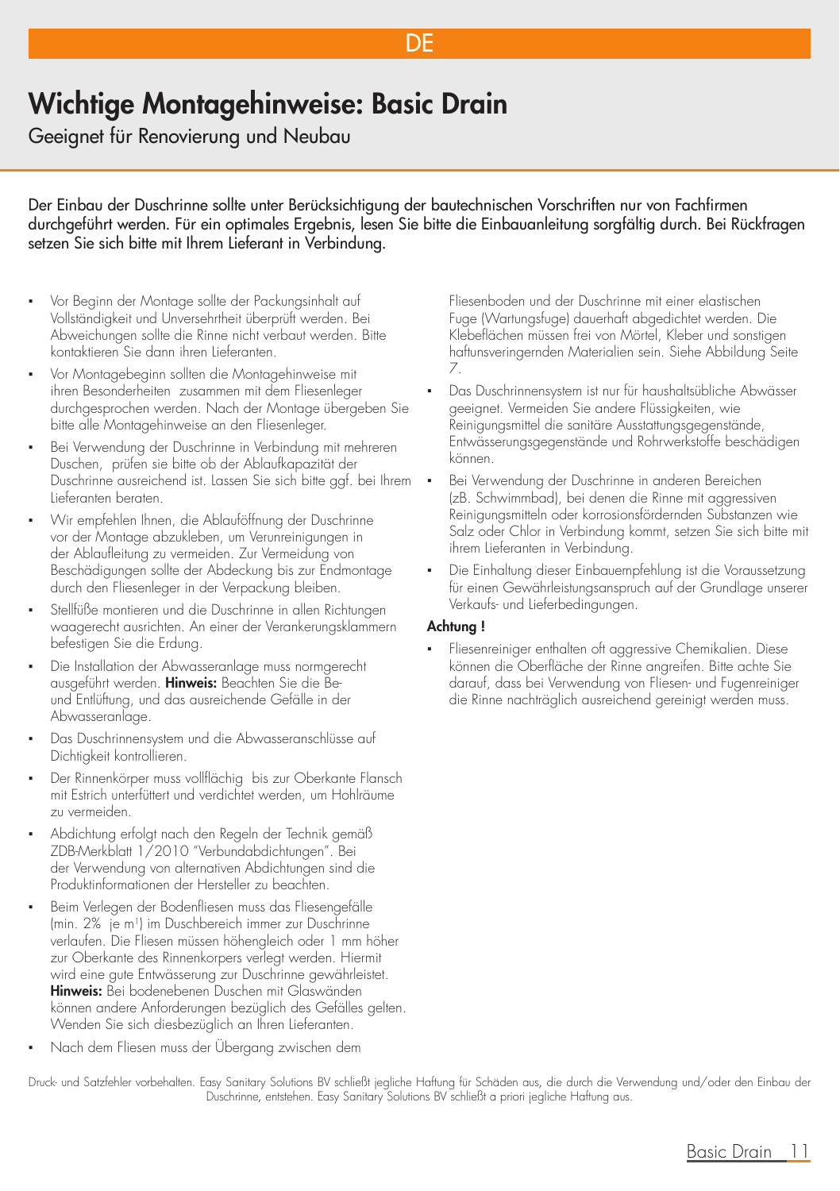DE

# Wichtige Montagehinweise: Basic Drain

Geeignet für Renovierung und Neubau

Der Einbau der Duschrinne sollte unter Berücksichtigung der bautechnischen Vorschriften nur von Fachfirmen durchgeführt werden. Für ein optimales Ergebnis, lesen Sie bitte die Einbauanleitung sorgfältig durch. Bei Rückfragen setzen Sie sich bitte mit Ihrem Lieferant in Verbindung.

- Vor Beginn der Montage sollte der Packungsinhalt auf Vollständigkeit und Unversehrtheit überprüft werden. Bei Abweichungen sollte die Rinne nicht verbaut werden. Bitte kontaktieren Sie dann ihren Lieferanten.
- Vor Montagebeginn sollten die Montagehinweise mit ihren Besonderheiten zusammen mit dem Fliesenleger durchgesprochen werden. Nach der Montage übergeben Sie bitte alle Montagehinweise an den Fliesenleger.
- Bei Verwendung der Duschrinne in Verbindung mit mehreren Duschen, prüfen sie bitte ob der Ablaufkapazität der Duschrinne ausreichend ist. Lassen Sie sich bitte ggf. bei Ihrem Lieferanten beraten.
- Wir empfehlen Ihnen, die Ablauföffnung der Duschrinne vor der Montage abzukleben, um Verunreinigungen in der Ablaufleitung zu vermeiden. Zur Vermeidung von Beschädigungen sollte der Abdeckung bis zur Endmontage durch den Fliesenleger in der Verpackung bleiben.
- Stellfüße montieren und die Duschrinne in allen Richtungen waagerecht ausrichten. An einer der Verankerungsklammern befestigen Sie die Erdung.
- Die Installation der Abwasseranlage muss normgerecht ausgeführt werden. **Hinweis:** Beachten Sie die Be- und Entlüftung, und das ausreichende Gefälle in der Abwasseranlage.
- Das Duschrinnensystem und die Abwasseranschlüsse auf Dichtigkeit kontrollieren.
- Der Rinnenkörper muss vollflächig bis zur Oberkante Flansch mit Estrich unterfüttert und verdichtet werden, um Hohlräume zu vermeiden.
- Abdichtung erfolgt nach den Regeln der Technik gemäß ZDB-Merkblatt 1/2010 "Verbundabdichtungen". Bei der Verwendung von alternativen Abdichtungen sind die Produktinformationen der Hersteller zu beachten.
- Beim Verlegen der Bodenfliesen muss das Fliesengefälle (min. 2% je m[1]) im Duschbereich immer zur Duschrinne verlaufen. Die Fliesen müssen höhengleich oder 1 mm höher zur Oberkante des Rinnenkorpers verlegt werden. Hiermit wird eine gute Entwässerung zur Duschrinne gewährleistet. **Hinweis:** Bei bodenebenen Duschen mit Glaswänden können andere Anforderungen bezüglich des Gefälles gelten. Wenden Sie sich diesbezüglich an Ihren Lieferanten.
- Nach dem Fliesen muss der Übergang zwischen dem Fliesenboden und der Duschrinne mit einer elastischen Fuge (Wartungsfuge) dauerhaft abgedichtet werden. Die Klebeflächen müssen frei von Mörtel, Kleber und sonstigen haftunsveringernden Materialien sein. Siehe Abbildung Seite 7.
- Das Duschrinnensystem ist nur für haushaltsübliche Abwässer geeignet. Vermeiden Sie andere Flüssigkeiten, wie Reinigungsmittel die sanitäre Ausstattungsgegenstände, Entwässerungsgegenstände und Rohrwerkstoffe beschädigen können.
- Bei Verwendung der Duschrinne in anderen Bereichen (zB. Schwimmbad), bei denen die Rinne mit aggressiven Reinigungsmitteln oder korrosionsfördernden Substanzen wie Salz oder Chlor in Verbindung kommt, setzen Sie sich bitte mit ihrem Lieferanten in Verbindung.
- Die Einhaltung dieser Einbauempfehlung ist die Voraussetzung für einen Gewährleistungsanspruch auf der Grundlage unserer Verkaufs- und Lieferbedingungen.

**Achtung !**

- Fliesenreiniger enthalten oft aggressive Chemikalien. Diese können die Oberfläche der Rinne angreifen. Bitte achte Sie darauf, dass bei Verwendung von Fliesen- und Fugenreiniger die Rinne nachträglich ausreichend gereinigt werden muss.

Druck- und Satzfehler vorbehalten. Easy Sanitary Solutions BV schließt jegliche Haftung für Schäden aus, die durch die Verwendung und/oder den Einbau der Duschrinne, entstehen. Easy Sanitary Solutions BV schließt a priori jegliche Haftung aus.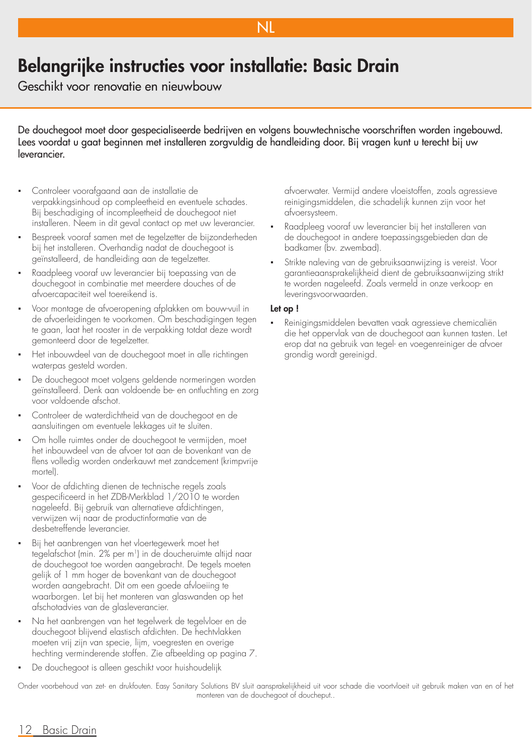NL

# Belangrijke instructies voor installatie: Basic Drain

Geschikt voor renovatie en nieuwbouw

De douchegoot moet door gespecialiseerde bedrijven en volgens bouwtechnische voorschriften worden ingebouwd. Lees voordat u gaat beginnen met installeren zorgvuldig de handleiding door. Bij vragen kunt u terecht bij uw leverancier.

- Controleer voorafgaand aan de installatie de verpakkingsinhoud op compleetheid en eventuele schades. Bij beschadiging of incompleetheid de douchegoot niet installeren. Neem in dit geval contact op met uw leverancier.
- Bespreek vooraf samen met de tegelzetter de bijzonderheden bij het installeren. Overhandig nadat de douchegoot is geïnstalleerd, de handleiding aan de tegelzetter.
- Raadpleeg vooraf uw leverancier bij toepassing van de douchegoot in combinatie met meerdere douches of de afvoercapaciteit wel toereikend is.
- Voor montage de afvoeropening afplakken om bouw-vuil in de afvoerleidingen te voorkomen. Om beschadigingen tegen te gaan, laat het rooster in de verpakking totdat deze wordt gemonteerd door de tegelzetter.
- Het inbouwdeel van de douchegoot moet in alle richtingen waterpas gesteld worden.
- De douchegoot moet volgens geldende normeringen worden geïnstalleerd. Denk aan voldoende be- en ontluchting en zorg voor voldoende afschot.
- Controleer de waterdichtheid van de douchegoot en de aansluitingen om eventuele lekkages uit te sluiten.
- Om holle ruimtes onder de douchegoot te vermijden, moet het inbouwdeel van de afvoer tot aan de bovenkant van de flens volledig worden onderkauwt met zandcement (krimpvrije mortel).
- Voor de afdichting dienen de technische regels zoals gespecificeerd in het ZDB-Merkblad 1/2010 te worden nageleefd. Bij gebruik van alternatieve afdichtingen, verwijzen wij naar de productinformatie van de desbetreffende leverancier.
- Bij het aanbrengen van het vloertegewerk moet het tegelafschot (min. 2% per $m^1$) in de doucheruimte altijd naar de douchegoot toe worden aangebracht. De tegels moeten gelijk of 1 mm hoger de bovenkant van de douchegoot worden aangebracht. Dit om een goede afvloeiing te waarborgen. Let bij het monteren van glaswanden op het afschotadvies van de glasleverancier.
- Na het aanbrengen van het tegelwerk de tegelvloer en de douchegoot blijvend elastisch afdichten. De hechtvlakken moeten vrij zijn van specie, lijm, voegresten en overige hechting verminderende stoffen. Zie afbeelding op pagina 7.
- De douchegoot is alleen geschikt voor huishoudelijk afvoerwater. Vermijd andere vloeistoffen, zoals agressieve reinigingsmiddelen, die schadelijk kunnen zijn voor het afvoersysteem.
- Raadpleeg vooraf uw leverancier bij het installeren van de douchegoot in andere toepassingsgebieden dan de badkamer (bv. zwembad).
- Strikte naleving van de gebruiksaanwijzing is vereist. Voor garantieaansprakelijkheid dient de gebruiksaanwijzing strikt te worden nageleefd. Zoals vermeld in onze verkoop- en leveringsvoorwaarden.

**Let op !**

- Reinigingsmiddelen bevatten vaak agressieve chemicaliën die het oppervlak van de douchegoot aan kunnen tasten. Let erop dat na gebruik van tegel- en voegenreiniger de afvoer grondig wordt gereinigd.

Onder voorbehoud van zet- en drukfouten. Easy Sanitary Solutions BV sluit aansprakelijkheid uit voor schade die voortvloeit uit gebruik maken van en of het monteren van de douchegoot of doucheput..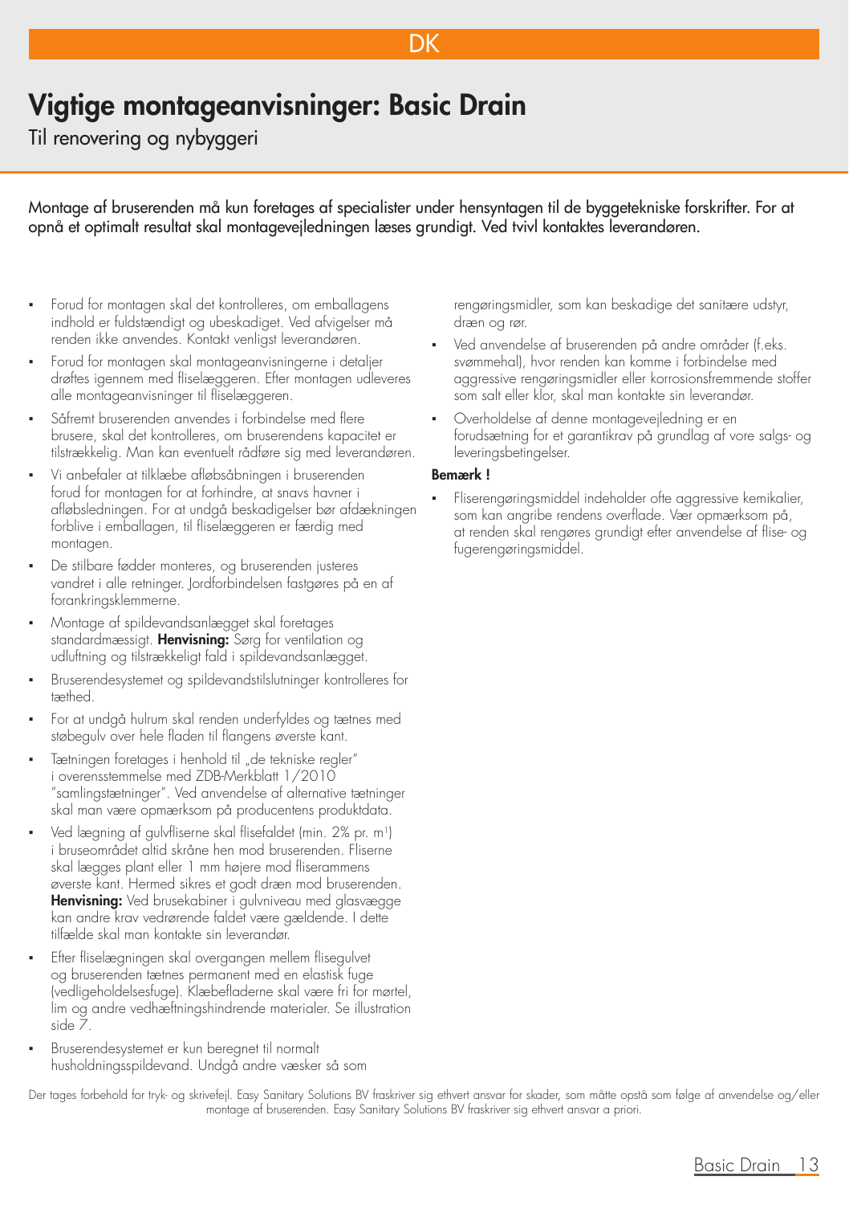DK

# Vigtige montageanvisninger: Basic Drain

Til renovering og nybyggeri

Montage af bruserenden må kun foretages af specialister under hensyntagen til de byggetekniske forskrifter. For at opnå et optimalt resultat skal montagevejledningen læses grundigt. Ved tvivl kontaktes leverandøren.

- Forud for montagen skal det kontrolleres, om emballagens indhold er fuldstændigt og ubeskadiget. Ved afvigelser må renden ikke anvendes. Kontakt venligst leverandøren.
- Forud for montagen skal montageanvisningerne i detaljer drøftes igennem med fliselæggeren. Efter montagen udleveres alle montageanvisninger til fliselæggeren.
- Såfremt bruserenden anvendes i forbindelse med flere brusere, skal det kontrolleres, om bruserendens kapacitet er tilstrækkelig. Man kan eventuelt rådføre sig med leverandøren.
- Vi anbefaler at tilklæbe afløbsåbningen i bruserenden forud for montagen for at forhindre, at snavs havner i afløbsledningen. For at undgå beskadigelser bør afdækningen forblive i emballagen, til fliselæggeren er færdig med montagen.
- De stilbare fødder monteres, og bruserenden justeres vandret i alle retninger. Jordforbindelsen fastgøres på en af forankringsklemmerne.
- Montage af spildevandsanlægget skal foretages standardmæssigt. **Henvisning:** Sørg for ventilation og udluftning og tilstrækkeligt fald i spildevandsanlægget.
- Bruserendesystemet og spildevandstilslutninger kontrolleres for tæthed.
- For at undgå hulrum skal renden underfyldes og tætnes med støbegulv over hele fladen til flangens øverste kant.
- Tætningen foretages i henhold til „de tekniske regler" i overensstemmelse med ZDB-Merkblatt 1/2010 "samlingstætninger". Ved anvendelse af alternative tætninger skal man være opmærksom på producentens produktdata.
- Ved lægning af gulvfliserne skal flisefaldet (min. 2% pr. m[1]) i bruseområdet altid skråne hen mod bruserenden. Fliserne skal lægges plant eller 1 mm højere mod fliserammens øverste kant. Hermed sikres et godt dræn mod bruserenden. **Henvisning:** Ved brusekabiner i gulvniveau med glasvægge kan andre krav vedrørende faldet være gældende. I dette tilfælde skal man kontakte sin leverandør.
- Efter fliselægningen skal overgangen mellem flisegulvet og bruserenden tætnes permanent med en elastisk fuge (vedligeholdelsesfuge). Klæbefladerne skal være fri for mørtel, lim og andre vedhæftningshindrende materialer. Se illustration side 7.
- Bruserendesystemet er kun beregnet til normalt husholdningsspildevand. Undgå andre væsker så som rengøringsmidler, som kan beskadige det sanitære udstyr, dræn og rør.
- Ved anvendelse af bruserenden på andre områder (f.eks. svømmehal), hvor renden kan komme i forbindelse med aggressive rengøringsmidler eller korrosionsfremmende stoffer som salt eller klor, skal man kontakte sin leverandør.
- Overholdelse af denne montagevejledning er en forudsætning for et garantikrav på grundlag af vore salgs- og leveringsbetingelser.

**Bemærk !**

- Fliserengøringsmiddel indeholder ofte aggressive kemikalier, som kan angribe rendens overflade. Vær opmærksom på, at renden skal rengøres grundigt efter anvendelse af flise- og fugerengøringsmiddel.

Der tages forbehold for tryk- og skrivefejl. Easy Sanitary Solutions BV fraskriver sig ethvert ansvar for skader, som måtte opstå som følge af anvendelse og/eller montage af bruserenden. Easy Sanitary Solutions BV fraskriver sig ethvert ansvar a priori.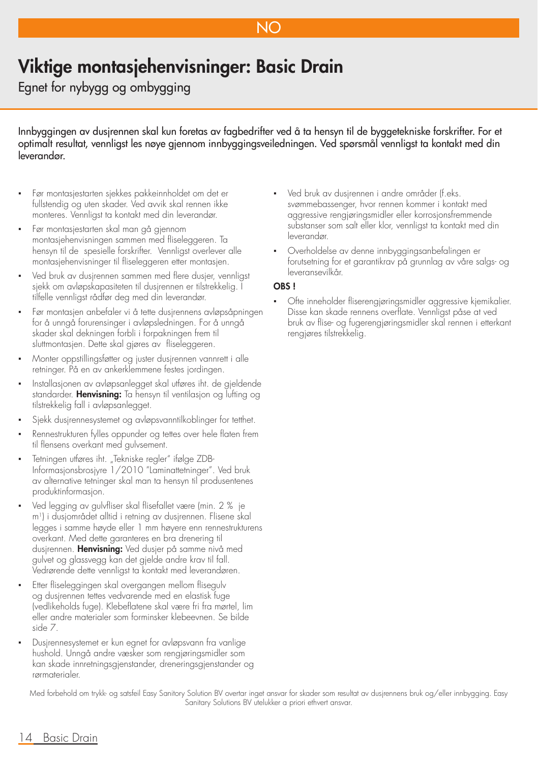NO

# Viktige montasjehenvisninger: Basic Drain

Egnet for nybygg og ombygging

Innbyggingen av dusjrennen skal kun foretas av fagbedrifter ved å ta hensyn til de byggetekniske forskrifter. For et optimalt resultat, vennligst les nøye gjennom innbyggingsveiledningen. Ved spørsmål vennligst ta kontakt med din leverandør.

- Før montasjestarten sjekkes pakkeinnholdet om det er fullstendig og uten skader. Ved avvik skal rennen ikke monteres. Vennligst ta kontakt med din leverandør.
- Før montasjestarten skal man gå gjennom montasjehenvisningen sammen med fliseleggeren. Ta hensyn til de spesielle forskrifter. Vennligst overlever alle montasjehenvisninger til fliseleggeren etter montasjen.
- Ved bruk av dusjrennen sammen med flere dusjer, vennligst sjekk om avløpskapasiteten til dusjrennen er tilstrekkelig. I tilfelle vennligst rådfør deg med din leverandør.
- Før montasjen anbefaler vi å tette dusjrennens avløpsåpningen for å unngå forurensinger i avløpsledningen. For å unngå skader skal dekningen forbli i forpakningen frem til sluttmontasjen. Dette skal gjøres av fliseleggeren.
- Monter oppstillingsføtter og juster dusjrennen vannrett i alle retninger. På en av ankerklemmene festes jordingen.
- Installasjonen av avløpsanlegget skal utføres iht. de gjeldende standarder. **Henvisning:** Ta hensyn til ventilasjon og lufting og tilstrekkelig fall i avløpsanlegget.
- Sjekk dusjrennesystemet og avløpsvanntilkoblinger for tetthet.
- Rennestrukturen fylles oppunder og tettes over hele flaten frem til flensens overkant med gulvsement.
- Tetningen utføres iht. „Tekniske regler" ifølge ZDB-Informasjonsbrosjyre 1/2010 "Laminattetninger". Ved bruk av alternative tetninger skal man ta hensyn til produsentenes produktinformasjon.
- Ved legging av gulvfliser skal flisefallet være (min. 2 % je $m^1$) i dusjområdet alltid i retning av dusjrennen. Flisene skal legges i samme høyde eller 1 mm høyere enn rennestrukturens overkant. Med dette garanteres en bra drenering til dusjrennen. **Henvisning:** Ved dusjer på samme nivå med gulvet og glassvegg kan det gjelde andre krav til fall. Vedrørende dette vennligst ta kontakt med leverandøren.
- Etter fliseleggingen skal overgangen mellom flisegulv og dusjrennen tettes vedvarende med en elastisk fuge (vedlikeholds fuge). Klebeflatene skal være fri fra mørtel, lim eller andre materialer som forminsker klebeevnen. Se bilde side 7.
- Dusjrennesystemet er kun egnet for avløpsvann fra vanlige hushold. Unngå andre væsker som rengjøringsmidler som kan skade innretningsgjenstander, dreneringsgjenstander og rørmaterialer.
- Ved bruk av dusjrennen i andre områder (f.eks. svømmebassenger, hvor rennen kommer i kontakt med aggressive rengjøringsmidler eller korrosjonsfremmende substanser som salt eller klor, vennligst ta kontakt med din leverandør.
- Overholdelse av denne innbyggingsanbefalingen er forutsetning for et garantikrav på grunnlag av våre salgs- og leveransevilkår.

**OBS !**

- Ofte inneholder fliserengjøringsmidler aggressive kjemikalier. Disse kan skade rennens overflate. Vennligst påse at ved bruk av flise- og fugerengjøringsmidler skal rennen i etterkant rengjøres tilstrekkelig.

Med forbehold om trykk- og satsfeil Easy Sanitory Solution BV overtar inget ansvar for skader som resultat av dusjrennens bruk og/eller innbygging. Easy Sanitary Solutions BV utelukker a priori ethvert ansvar.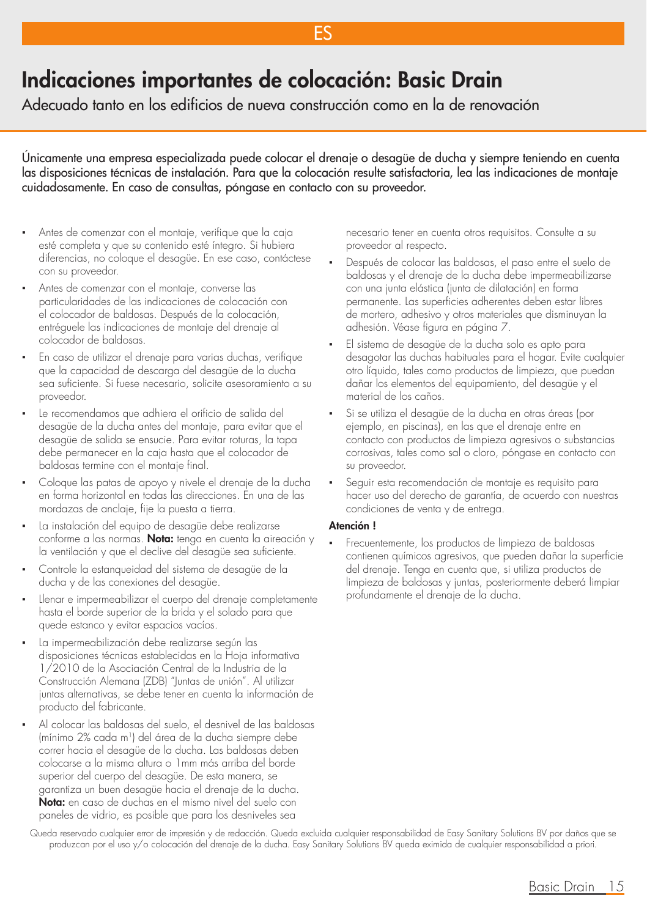ES

# Indicaciones importantes de colocación: Basic Drain

Adecuado tanto en los edificios de nueva construcción como en la de renovación

Únicamente una empresa especializada puede colocar el drenaje o desagüe de ducha y siempre teniendo en cuenta las disposiciones técnicas de instalación. Para que la colocación resulte satisfactoria, lea las indicaciones de montaje cuidadosamente. En caso de consultas, póngase en contacto con su proveedor.

- Antes de comenzar con el montaje, verifique que la caja esté completa y que su contenido esté íntegro. Si hubiera diferencias, no coloque el desagüe. En ese caso, contáctese con su proveedor.
- Antes de comenzar con el montaje, converse las particularidades de las indicaciones de colocación con el colocador de baldosas. Después de la colocación, entréguele las indicaciones de montaje del drenaje al colocador de baldosas.
- En caso de utilizar el drenaje para varias duchas, verifique que la capacidad de descarga del desagüe de la ducha sea suficiente. Si fuese necesario, solicite asesoramiento a su proveedor.
- Le recomendamos que adhiera el orificio de salida del desagüe de la ducha antes del montaje, para evitar que el desagüe de salida se ensucie. Para evitar roturas, la tapa debe permanecer en la caja hasta que el colocador de baldosas termine con el montaje final.
- Coloque las patas de apoyo y nivele el drenaje de la ducha en forma horizontal en todas las direcciones. En una de las mordazas de anclaje, fije la puesta a tierra.
- La instalación del equipo de desagüe debe realizarse conforme a las normas. **Nota:** tenga en cuenta la aireación y la ventilación y que el declive del desagüe sea suficiente.
- Controle la estanqueidad del sistema de desagüe de la ducha y de las conexiones del desagüe.
- Llenar e impermeabilizar el cuerpo del drenaje completamente hasta el borde superior de la brida y el solado para que quede estanco y evitar espacios vacíos.
- La impermeabilización debe realizarse según las disposiciones técnicas establecidas en la Hoja informativa 1/2010 de la Asociación Central de la Industria de la Construcción Alemana (ZDB) "Juntas de unión". Al utilizar juntas alternativas, se debe tener en cuenta la información de producto del fabricante.
- Al colocar las baldosas del suelo, el desnivel de las baldosas (mínimo 2% cada $m^1$) del área de la ducha siempre debe correr hacia el desagüe de la ducha. Las baldosas deben colocarse a la misma altura o 1mm más arriba del borde superior del cuerpo del desagüe. De esta manera, se garantiza un buen desagüe hacia el drenaje de la ducha. **Nota:** en caso de duchas en el mismo nivel del suelo con paneles de vidrio, es posible que para los desniveles sea necesario tener en cuenta otros requisitos. Consulte a su proveedor al respecto.
- Después de colocar las baldosas, el paso entre el suelo de baldosas y el drenaje de la ducha debe impermeabilizarse con una junta elástica (junta de dilatación) en forma permanente. Las superficies adherentes deben estar libres de mortero, adhesivo y otros materiales que disminuyan la adhesión. Véase figura en página 7.
- El sistema de desagüe de la ducha solo es apto para desagotar las duchas habituales para el hogar. Evite cualquier otro líquido, tales como productos de limpieza, que puedan dañar los elementos del equipamiento, del desagüe y el material de los caños.
- Si se utiliza el desagüe de la ducha en otras áreas (por ejemplo, en piscinas), en las que el drenaje entre en contacto con productos de limpieza agresivos o substancias corrosivas, tales como sal o cloro, póngase en contacto con su proveedor.
- Seguir esta recomendación de montaje es requisito para hacer uso del derecho de garantía, de acuerdo con nuestras condiciones de venta y de entrega.

**Atención !**

- Frecuentemente, los productos de limpieza de baldosas contienen químicos agresivos, que pueden dañar la superficie del drenaje. Tenga en cuenta que, si utiliza productos de limpieza de baldosas y juntas, posteriormente deberá limpiar profundamente el drenaje de la ducha.

Queda reservado cualquier error de impresión y de redacción. Queda excluida cualquier responsabilidad de Easy Sanitary Solutions BV por daños que se produzcan por el uso y/o colocación del drenaje de la ducha. Easy Sanitary Solutions BV queda eximida de cualquier responsabilidad a priori.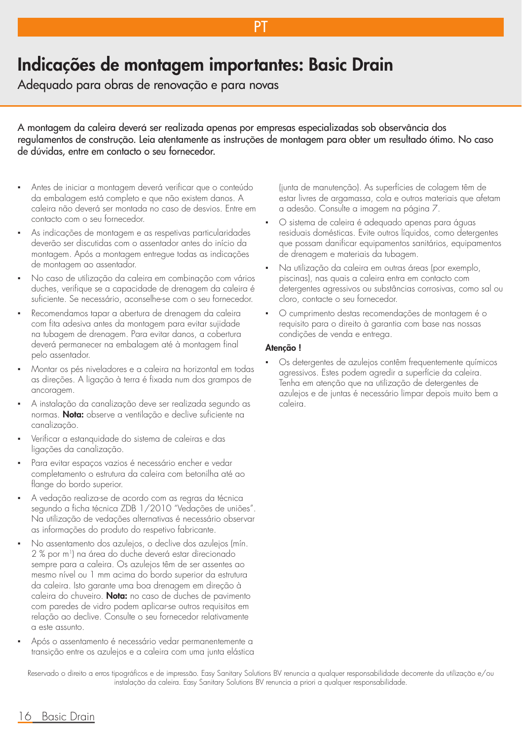PT

# Indicações de montagem importantes: Basic Drain

Adequado para obras de renovação e para novas

A montagem da caleira deverá ser realizada apenas por empresas especializadas sob observância dos regulamentos de construção. Leia atentamente as instruções de montagem para obter um resultado ótimo. No caso de dúvidas, entre em contacto o seu fornecedor.

- Antes de iniciar a montagem deverá verificar que o conteúdo da embalagem está completo e que não existem danos. A caleira não deverá ser montada no caso de desvios. Entre em contacto com o seu fornecedor.
- As indicações de montagem e as respetivas particularidades deverão ser discutidas com o assentador antes do início da montagem. Após a montagem entregue todas as indicações de montagem ao assentador.
- No caso de utilização da caleira em combinação com vários duches, verifique se a capacidade de drenagem da caleira é suficiente. Se necessário, aconselhe-se com o seu fornecedor.
- Recomendamos tapar a abertura de drenagem da caleira com fita adesiva antes da montagem para evitar sujidade na tubagem de drenagem. Para evitar danos, a cobertura deverá permanecer na embalagem até à montagem final pelo assentador.
- Montar os pés niveladores e a caleira na horizontal em todas as direções. A ligação à terra é fixada num dos grampos de ancoragem.
- A instalação da canalização deve ser realizada segundo as normas. **Nota:** observe a ventilação e declive suficiente na canalização.
- Verificar a estanquidade do sistema de caleiras e das ligações da canalização.
- Para evitar espaços vazios é necessário encher e vedar completamento o estrutura da caleira com betonilha até ao flange do bordo superior.
- A vedação realiza-se de acordo com as regras da técnica segundo a ficha técnica ZDB 1/2010 "Vedações de uniões". Na utilização de vedações alternativas é necessário observar as informações do produto do respetivo fabricante.
- No assentamento dos azulejos, o declive dos azulejos (mín. 2 % por $m^1$) na área do duche deverá estar direcionado sempre para a caleira. Os azulejos têm de ser assentes ao mesmo nível ou 1 mm acima do bordo superior da estrutura da caleira. Isto garante uma boa drenagem em direção à caleira do chuveiro. **Nota:** no caso de duches de pavimento com paredes de vidro podem aplicar-se outros requisitos em relação ao declive. Consulte o seu fornecedor relativamente a este assunto.
- Após o assentamento é necessário vedar permanentemente a transição entre os azulejos e a caleira com uma junta elástica (junta de manutenção). As superfícies de colagem têm de estar livres de argamassa, cola e outros materiais que afetam a adesão. Consulte a imagem na página 7.
- O sistema de caleira é adequado apenas para águas residuais domésticas. Evite outros líquidos, como detergentes que possam danificar equipamentos sanitários, equipamentos de drenagem e materiais da tubagem.
- Na utilização da caleira em outras áreas (por exemplo, piscinas), nas quais a caleira entra em contacto com detergentes agressivos ou substâncias corrosivas, como sal ou cloro, contacte o seu fornecedor.
- O cumprimento destas recomendações de montagem é o requisito para o direito à garantia com base nas nossas condições de venda e entrega.

**Atenção !**

- Os detergentes de azulejos contêm frequentemente químicos agressivos. Estes podem agredir a superfície da caleira. Tenha em atenção que na utilização de detergentes de azulejos e de juntas é necessário limpar depois muito bem a caleira.

Reservado o direito a erros tipográficos e de impressão. Easy Sanitary Solutions BV renuncia a qualquer responsabilidade decorrente da utilização e/ou instalação da caleira. Easy Sanitary Solutions BV renuncia a priori a qualquer responsabilidade.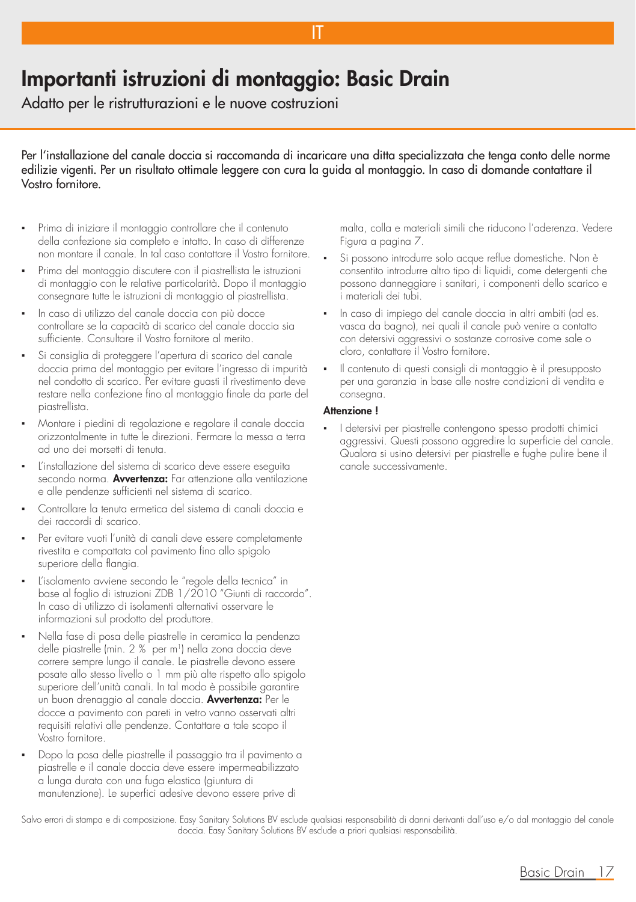IT

# Importanti istruzioni di montaggio: Basic Drain

Adatto per le ristrutturazioni e le nuove costruzioni

Per l'installazione del canale doccia si raccomanda di incaricare una ditta specializzata che tenga conto delle norme edilizie vigenti. Per un risultato ottimale leggere con cura la guida al montaggio. In caso di domande contattare il Vostro fornitore.

- Prima di iniziare il montaggio controllare che il contenuto della confezione sia completo e intatto. In caso di differenze non montare il canale. In tal caso contattare il Vostro fornitore.
- Prima del montaggio discutere con il piastrellista le istruzioni di montaggio con le relative particolarità. Dopo il montaggio consegnare tutte le istruzioni di montaggio al piastrellista.
- In caso di utilizzo del canale doccia con più docce controllare se la capacità di scarico del canale doccia sia sufficiente. Consultare il Vostro fornitore al merito.
- Si consiglia di proteggere l'apertura di scarico del canale doccia prima del montaggio per evitare l'ingresso di impurità nel condotto di scarico. Per evitare guasti il rivestimento deve restare nella confezione fino al montaggio finale da parte del piastrellista.
- Montare i piedini di regolazione e regolare il canale doccia orizzontalmente in tutte le direzioni. Fermare la messa a terra ad uno dei morsetti di tenuta.
- L'installazione del sistema di scarico deve essere eseguita secondo norma. **Avvertenza:** Far attenzione alla ventilazione e alle pendenze sufficienti nel sistema di scarico.
- Controllare la tenuta ermetica del sistema di canali doccia e dei raccordi di scarico.
- Per evitare vuoti l'unità di canali deve essere completamente rivestita e compattata col pavimento fino allo spigolo superiore della flangia.
- L'isolamento avviene secondo le "regole della tecnica" in base al foglio di istruzioni ZDB 1/2010 "Giunti di raccordo". In caso di utilizzo di isolamenti alternativi osservare le informazioni sul prodotto del produttore.
- Nella fase di posa delle piastrelle in ceramica la pendenza delle piastrelle (min. 2 % per m[1]) nella zona doccia deve correre sempre lungo il canale. Le piastrelle devono essere posate allo stesso livello o 1 mm più alte rispetto allo spigolo superiore dell'unità canali. In tal modo è possibile garantire un buon drenaggio al canale doccia. **Avvertenza:** Per le docce a pavimento con pareti in vetro vanno osservati altri requisiti relativi alle pendenze. Contattare a tale scopo il Vostro fornitore.
- Dopo la posa delle piastrelle il passaggio tra il pavimento a piastrelle e il canale doccia deve essere impermeabilizzato a lunga durata con una fuga elastica (giuntura di manutenzione). Le superfici adesive devono essere prive di malta, colla e materiali simili che riducono l'aderenza. Vedere Figura a pagina 7.
- Si possono introdurre solo acque reflue domestiche. Non è consentito introdurre altro tipo di liquidi, come detergenti che possono danneggiare i sanitari, i componenti dello scarico e i materiali dei tubi.
- In caso di impiego del canale doccia in altri ambiti (ad es. vasca da bagno), nei quali il canale può venire a contatto con detersivi aggressivi o sostanze corrosive come sale o cloro, contattare il Vostro fornitore.
- Il contenuto di questi consigli di montaggio è il presupposto per una garanzia in base alle nostre condizioni di vendita e consegna.

**Attenzione !**

- I detersivi per piastrelle contengono spesso prodotti chimici aggressivi. Questi possono aggredire la superficie del canale. Qualora si usino detersivi per piastrelle e fughe pulire bene il canale successivamente.

Salvo errori di stampa e di composizione. Easy Sanitary Solutions BV esclude qualsiasi responsabilità di danni derivanti dall'uso e/o dal montaggio del canale doccia. Easy Sanitary Solutions BV esclude a priori qualsiasi responsabilità.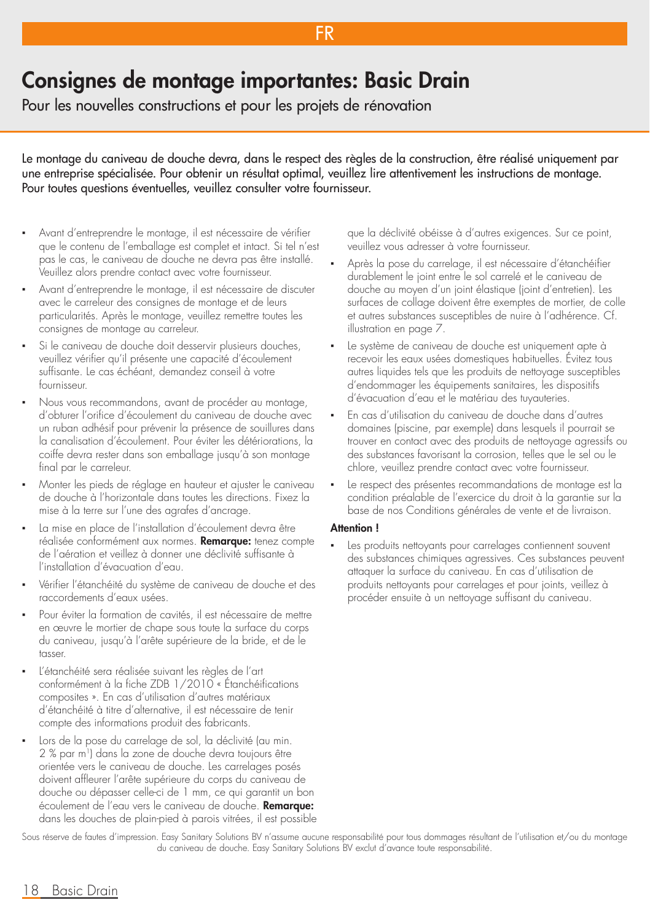FR

# Consignes de montage importantes: Basic Drain

Pour les nouvelles constructions et pour les projets de rénovation

Le montage du caniveau de douche devra, dans le respect des règles de la construction, être réalisé uniquement par une entreprise spécialisée. Pour obtenir un résultat optimal, veuillez lire attentivement les instructions de montage. Pour toutes questions éventuelles, veuillez consulter votre fournisseur.

- Avant d'entreprendre le montage, il est nécessaire de vérifier que le contenu de l'emballage est complet et intact. Si tel n'est pas le cas, le caniveau de douche ne devra pas être installé. Veuillez alors prendre contact avec votre fournisseur.
- Avant d'entreprendre le montage, il est nécessaire de discuter avec le carreleur des consignes de montage et de leurs particularités. Après le montage, veuillez remettre toutes les consignes de montage au carreleur.
- Si le caniveau de douche doit desservir plusieurs douches, veuillez vérifier qu'il présente une capacité d'écoulement suffisante. Le cas échéant, demandez conseil à votre fournisseur.
- Nous vous recommandons, avant de procéder au montage, d'obturer l'orifice d'écoulement du caniveau de douche avec un ruban adhésif pour prévenir la présence de souillures dans la canalisation d'écoulement. Pour éviter les détériorations, la coiffe devra rester dans son emballage jusqu'à son montage final par le carreleur.
- Monter les pieds de réglage en hauteur et ajuster le caniveau de douche à l'horizontale dans toutes les directions. Fixez la mise à la terre sur l'une des agrafes d'ancrage.
- La mise en place de l'installation d'écoulement devra être réalisée conformément aux normes. **Remarque:** tenez compte de l'aération et veillez à donner une déclivité suffisante à l'installation d'évacuation d'eau.
- Vérifier l'étanchéité du système de caniveau de douche et des raccordements d'eaux usées.
- Pour éviter la formation de cavités, il est nécessaire de mettre en œuvre le mortier de chape sous toute la surface du corps du caniveau, jusqu'à l'arête supérieure de la bride, et de le tasser.
- L'étanchéité sera réalisée suivant les règles de l'art conformément à la fiche ZDB 1/2010 « Étanchéifications composites ». En cas d'utilisation d'autres matériaux d'étanchéité à titre d'alternative, il est nécessaire de tenir compte des informations produit des fabricants.
- Lors de la pose du carrelage de sol, la déclivité (au min. 2 % par m[1]) dans la zone de douche devra toujours être orientée vers le caniveau de douche. Les carrelages posés doivent affleurer l'arête supérieure du corps du caniveau de douche ou dépasser celle-ci de 1 mm, ce qui garantit un bon écoulement de l'eau vers le caniveau de douche. **Remarque:** dans les douches de plain-pied à parois vitrées, il est possible que la déclivité obéisse à d'autres exigences. Sur ce point, veuillez vous adresser à votre fournisseur.
- Après la pose du carrelage, il est nécessaire d'étanchéifier durablement le joint entre le sol carrelé et le caniveau de douche au moyen d'un joint élastique (joint d'entretien). Les surfaces de collage doivent être exemptes de mortier, de colle et autres substances susceptibles de nuire à l'adhérence. Cf. illustration en page 7.
- Le système de caniveau de douche est uniquement apte à recevoir les eaux usées domestiques habituelles. Évitez tous autres liquides tels que les produits de nettoyage susceptibles d'endommager les équipements sanitaires, les dispositifs d'évacuation d'eau et le matériau des tuyauteries.
- En cas d'utilisation du caniveau de douche dans d'autres domaines (piscine, par exemple) dans lesquels il pourrait se trouver en contact avec des produits de nettoyage agressifs ou des substances favorisant la corrosion, telles que le sel ou le chlore, veuillez prendre contact avec votre fournisseur.
- Le respect des présentes recommandations de montage est la condition préalable de l'exercice du droit à la garantie sur la base de nos Conditions générales de vente et de livraison.

**Attention !**

- Les produits nettoyants pour carrelages contiennent souvent des substances chimiques agressives. Ces substances peuvent attaquer la surface du caniveau. En cas d'utilisation de produits nettoyants pour carrelages et pour joints, veillez à procéder ensuite à un nettoyage suffisant du caniveau.

Sous réserve de fautes d'impression. Easy Sanitary Solutions BV n'assume aucune responsabilité pour tous dommages résultant de l'utilisation et/ou du montage du caniveau de douche. Easy Sanitary Solutions BV exclut d'avance toute responsabilité.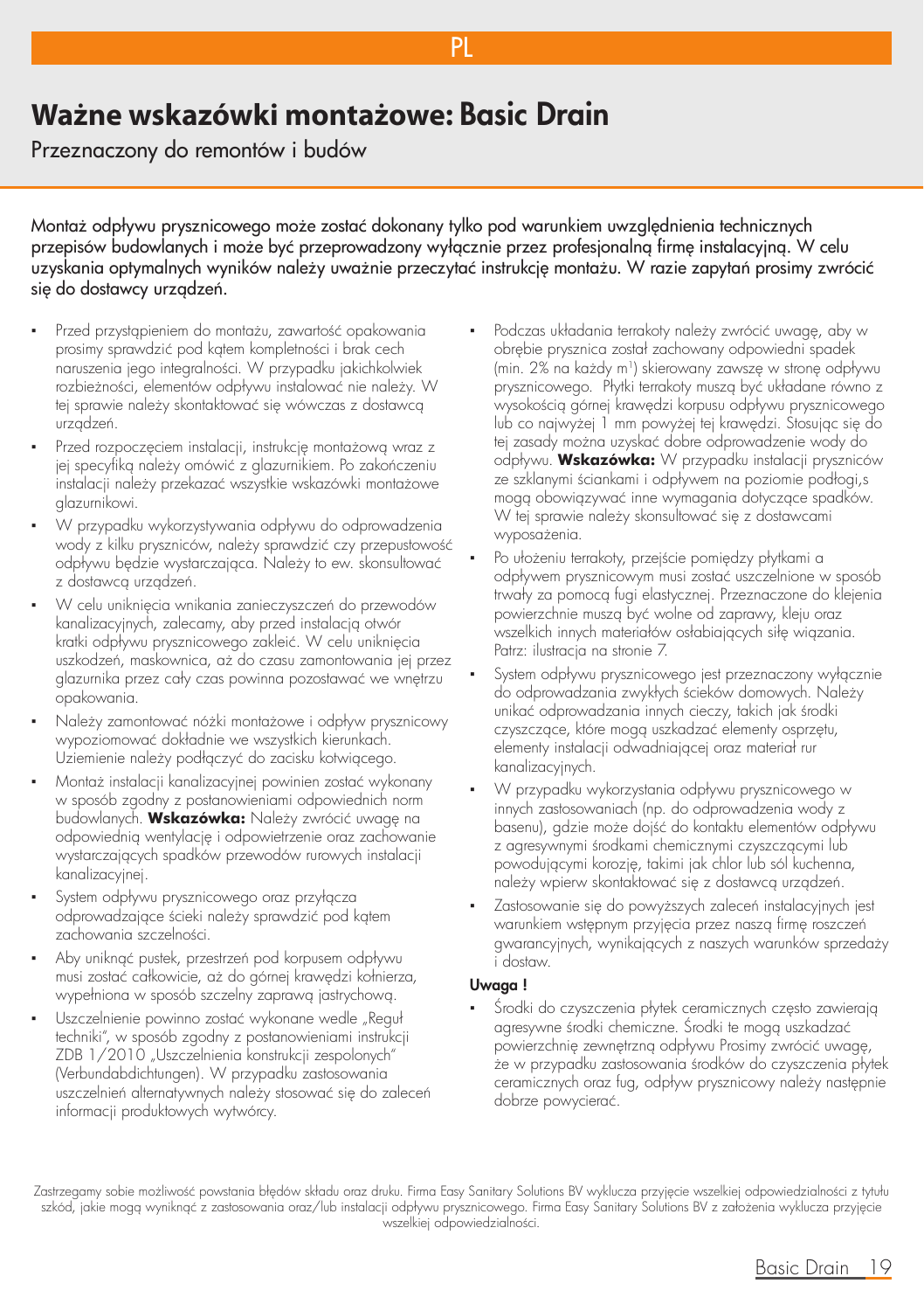PL

# Ważne wskazówki montażowe: Basic Drain

Przeznaczony do remontów i budów

Montaż odpływu prysznicowego może zostać dokonany tylko pod warunkiem uwzględnienia technicznych przepisów budowlanych i może być przeprowadzony wyłącznie przez profesjonalną firmę instalacyjną. W celu uzyskania optymalnych wyników należy uważnie przeczytać instrukcję montażu. W razie zapytań prosimy zwrócić się do dostawcy urządzeń.

- Przed przystąpieniem do montażu, zawartość opakowania prosimy sprawdzić pod kątem kompletności i brak cech naruszenia jego integralności. W przypadku jakichkolwiek rozbieżności, elementów odpływu instalować nie należy. W tej sprawie należy skontaktować się wówczas z dostawcą urządzeń.
- Przed rozpoczęciem instalacji, instrukcję montażową wraz z jej specyfiką należy omówić z glazurnikiem. Po zakończeniu instalacji należy przekazać wszystkie wskazówki montażowe glazurnikowi.
- W przypadku wykorzystywania odpływu do odprowadzenia wody z kilku pryszniców, należy sprawdzić czy przepustowość odpływu będzie wystarczająca. Należy to ew. skonsultować z dostawcą urządzeń.
- W celu uniknięcia wnikania zanieczyszczeń do przewodów kanalizacyjnych, zalecamy, aby przed instalacją otwór kratki odpływu prysznicowego zakleić. W celu uniknięcia uszkodzeń, maskownica, aż do czasu zamontowania jej przez glazurnika przez cały czas powinna pozostawać we wnętrzu opakowania.
- Należy zamontować nóżki montażowe i odpływ prysznicowy wypoziomować dokładnie we wszystkich kierunkach. Uziemienie należy podłączyć do zacisku kotwiącego.
- Montaż instalacji kanalizacyjnej powinien zostać wykonany w sposób zgodny z postanowieniami odpowiednich norm budowlanych. **Wskazówka:** Należy zwrócić uwagę na odpowiednią wentylację i odpowietrzenie oraz zachowanie wystarczających spadków przewodów rurowych instalacji kanalizacyjnej.
- System odpływu prysznicowego oraz przyłącza odprowadzające ścieki należy sprawdzić pod kątem zachowania szczelności.
- Aby uniknąć pustek, przestrzeń pod korpusem odpływu musi zostać całkowicie, aż do górnej krawędzi kołnierza, wypełniona w sposób szczelny zaprawą jastrychową.
- Uszczelnienie powinno zostać wykonane wedle „Reguł techniki", w sposób zgodny z postanowieniami instrukcji ZDB 1/2010 „Uszczelnienia konstrukcji zespolonych" (Verbundabdichtungen). W przypadku zastosowania uszczelnień alternatywnych należy stosować się do zaleceń informacji produktowych wytwórcy.
- Podczas układania terrakoty należy zwrócić uwagę, aby w obrębie prysznica został zachowany odpowiedni spadek (min. 2% na każdy m[1]) skierowany zawsze w stronę odpływu prysznicowego. Płytki terrakoty muszą być układane równo z wysokością górnej krawędzi korpusu odpływu prysznicowego lub co najwyżej 1 mm powyżej tej krawędzi. Stosując się do tej zasady można uzyskać dobre odprowadzenie wody do odpływu. **Wskazówka:** W przypadku instalacji pryszniców ze szklanymi ściankami i odpływem na poziomie podłogi,s mogą obowiązywać inne wymagania dotyczące spadków. W tej sprawie należy skonsultować się z dostawcami wyposażenia.
- Po ułożeniu terrakoty, przejście pomiędzy płytkami a odpływem prysznicowym musi zostać uszczelnione w sposób trwały za pomocą fugi elastycznej. Przeznaczone do klejenia powierzchnie muszą być wolne od zaprawy, kleju oraz wszelkich innych materiałów osłabiających siłę wiązania. Patrz: ilustracja na stronie 7.
- System odpływu prysznicowego jest przeznaczony wyłącznie do odprowadzania zwykłych ścieków domowych. Należy unikać odprowadzania innych cieczy, takich jak środki czyszczące, które mogą uszkadzać elementy osprzętu, elementy instalacji odwadniającej oraz materiał rur kanalizacyjnych.
- W przypadku wykorzystania odpływu prysznicowego w innych zastosowaniach (np. do odprowadzenia wody z basenu), gdzie może dojść do kontaktu elementów odpływu z agresywnymi środkami chemicznymi czyszczącymi lub powodującymi korozję, takimi jak chlor lub sól kuchenna, należy wpierw skontaktować się z dostawcą urządzeń.
- Zastosowanie się do powyższych zaleceń instalacyjnych jest warunkiem wstępnym przyjęcia przez naszą firmę roszczeń gwarancyjnych, wynikających z naszych warunków sprzedaży i dostaw.

**Uwaga !**

- Środki do czyszczenia płytek ceramicznych często zawierają agresywne środki chemiczne. Środki te mogą uszkadzać powierzchnię zewnętrzną odpływu Prosimy zwrócić uwagę, że w przypadku zastosowania środków do czyszczenia płytek ceramicznych oraz fug, odpływ prysznicowy należy następnie dobrze powycierać.

Zastrzegamy sobie możliwość powstania błędów składu oraz druku. Firma Easy Sanitary Solutions BV wyklucza przyjęcie wszelkiej odpowiedzialności z tytułu szkód, jakie mogą wyniknąć z zastosowania oraz/lub instalacji odpływu prysznicowego. Firma Easy Sanitary Solutions BV z założenia wyklucza przyjęcie wszelkiej odpowiedzialności.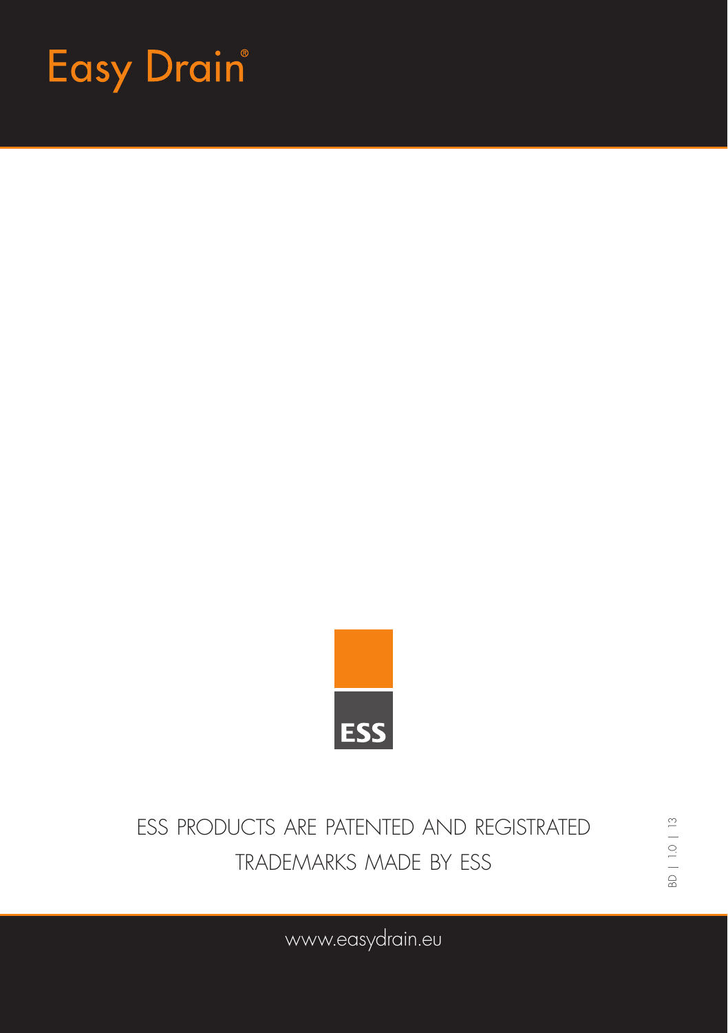# Easy Drain®

ESS

ESS PRODUCTS ARE PATENTED AND REGISTRATED TRADEMARKS MADE BY ESS

BD | 1.0 | 13

www.easydrain.eu